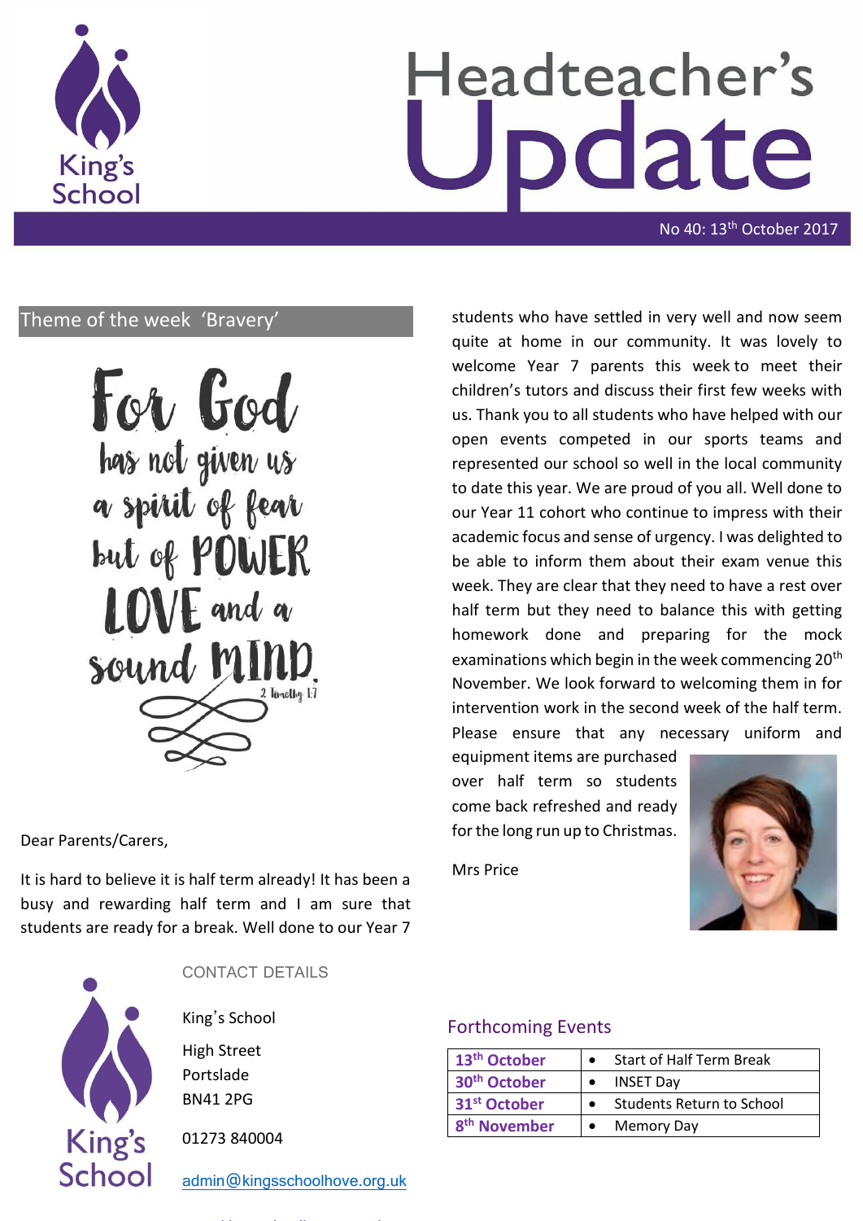# Headteacher's Update

No 40: 13th October 2017

## Theme of the week 'Bravery'

For God has not given us a spirit of fear but of POWER LOVE and a sound MIND.

2 Timothy 1:7

Dear Parents/Carers,

It is hard to believe it is half term already! It has been a busy and rewarding half term and I am sure that students are ready for a break. Well done to our Year 7 students who have settled in very well and now seem quite at home in our community. It was lovely to welcome Year 7 parents this week to meet their children's tutors and discuss their first few weeks with us. Thank you to all students who have helped with our open events competed in our sports teams and represented our school so well in the local community to date this year. We are proud of you all. Well done to our Year 11 cohort who continue to impress with their academic focus and sense of urgency. I was delighted to be able to inform them about their exam venue this week. They are clear that they need to have a rest over half term but they need to balance this with getting homework done and preparing for the mock examinations which begin in the week commencing 20th November. We look forward to welcoming them in for intervention work in the second week of the half term. Please ensure that any necessary uniform and equipment items are purchased over half term so students come back refreshed and ready for the long run up to Christmas.

Mrs Price

## CONTACT DETAILS

King's School

High Street
Portslade
BN41 2PG

01273 840004

admin@kingsschoolhove.org.uk

## Forthcoming Events

| Date | Event |
|---|---|
| **13th October** | • Start of Half Term Break |
| **30th October** | • INSET Day |
| **31st October** | • Students Return to School |
| **8th November** | • Memory Day |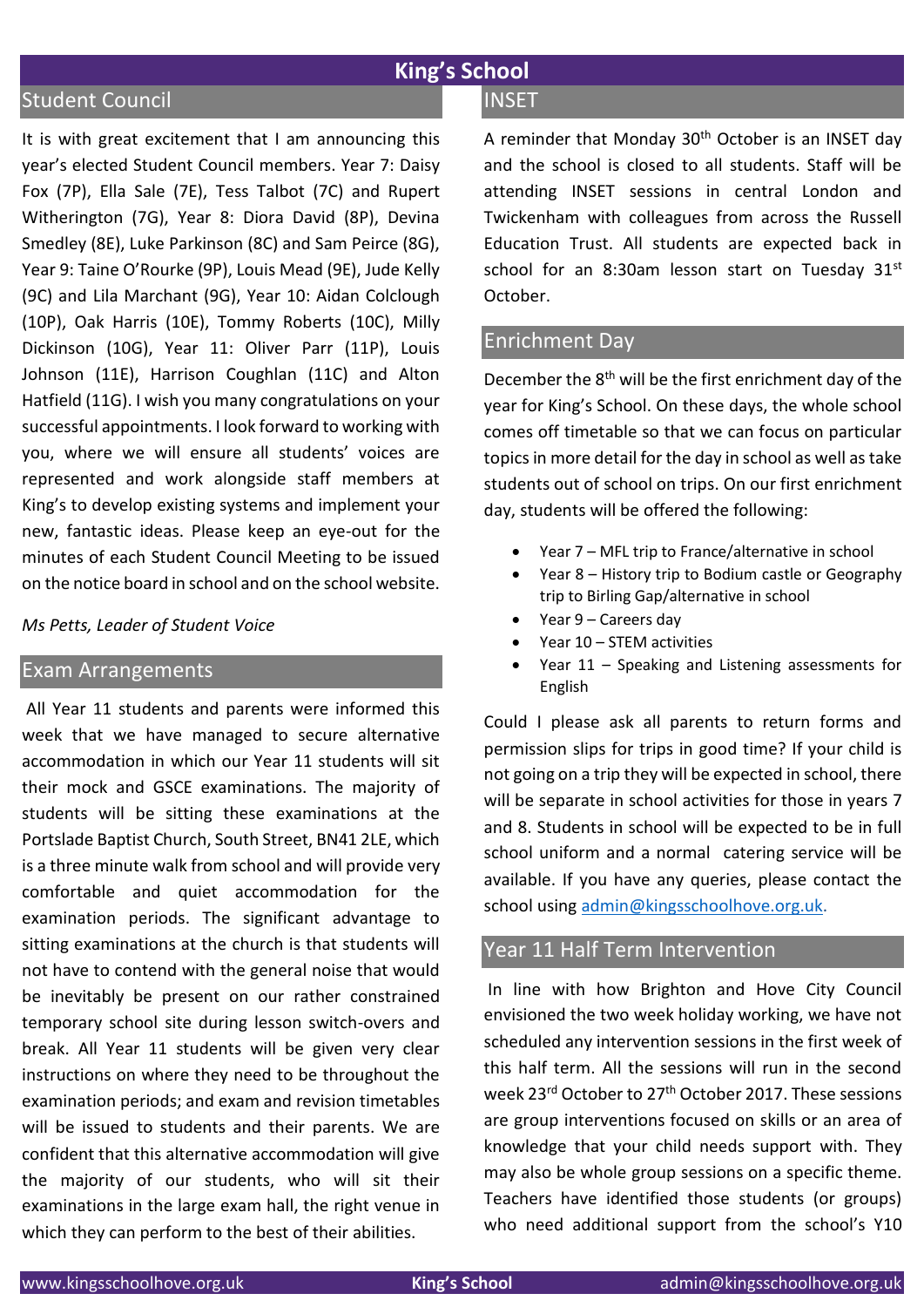# King's School

## Student Council

It is with great excitement that I am announcing this year's elected Student Council members. Year 7: Daisy Fox (7P), Ella Sale (7E), Tess Talbot (7C) and Rupert Witherington (7G), Year 8: Diora David (8P), Devina Smedley (8E), Luke Parkinson (8C) and Sam Peirce (8G), Year 9: Taine O'Rourke (9P), Louis Mead (9E), Jude Kelly (9C) and Lila Marchant (9G), Year 10: Aidan Colclough (10P), Oak Harris (10E), Tommy Roberts (10C), Milly Dickinson (10G), Year 11: Oliver Parr (11P), Louis Johnson (11E), Harrison Coughlan (11C) and Alton Hatfield (11G). I wish you many congratulations on your successful appointments. I look forward to working with you, where we will ensure all students' voices are represented and work alongside staff members at King's to develop existing systems and implement your new, fantastic ideas. Please keep an eye-out for the minutes of each Student Council Meeting to be issued on the notice board in school and on the school website.

*Ms Petts, Leader of Student Voice*

## Exam Arrangements

All Year 11 students and parents were informed this week that we have managed to secure alternative accommodation in which our Year 11 students will sit their mock and GSCE examinations. The majority of students will be sitting these examinations at the Portslade Baptist Church, South Street, BN41 2LE, which is a three minute walk from school and will provide very comfortable and quiet accommodation for the examination periods. The significant advantage to sitting examinations at the church is that students will not have to contend with the general noise that would be inevitably be present on our rather constrained temporary school site during lesson switch-overs and break. All Year 11 students will be given very clear instructions on where they need to be throughout the examination periods; and exam and revision timetables will be issued to students and their parents. We are confident that this alternative accommodation will give the majority of our students, who will sit their examinations in the large exam hall, the right venue in which they can perform to the best of their abilities.

## INSET

A reminder that Monday 30th October is an INSET day and the school is closed to all students. Staff will be attending INSET sessions in central London and Twickenham with colleagues from across the Russell Education Trust. All students are expected back in school for an 8:30am lesson start on Tuesday 31st October.

## Enrichment Day

December the 8th will be the first enrichment day of the year for King's School. On these days, the whole school comes off timetable so that we can focus on particular topics in more detail for the day in school as well as take students out of school on trips. On our first enrichment day, students will be offered the following:

- Year 7 – MFL trip to France/alternative in school
- Year 8 – History trip to Bodium castle or Geography trip to Birling Gap/alternative in school
- Year 9 – Careers day
- Year 10 – STEM activities
- Year 11 – Speaking and Listening assessments for English

Could I please ask all parents to return forms and permission slips for trips in good time? If your child is not going on a trip they will be expected in school, there will be separate in school activities for those in years 7 and 8. Students in school will be expected to be in full school uniform and a normal catering service will be available. If you have any queries, please contact the school using admin@kingsschoolhove.org.uk.

## Year 11 Half Term Intervention

In line with how Brighton and Hove City Council envisioned the two week holiday working, we have not scheduled any intervention sessions in the first week of this half term. All the sessions will run in the second week 23rd October to 27th October 2017. These sessions are group interventions focused on skills or an area of knowledge that your child needs support with. They may also be whole group sessions on a specific theme. Teachers have identified those students (or groups) who need additional support from the school's Y10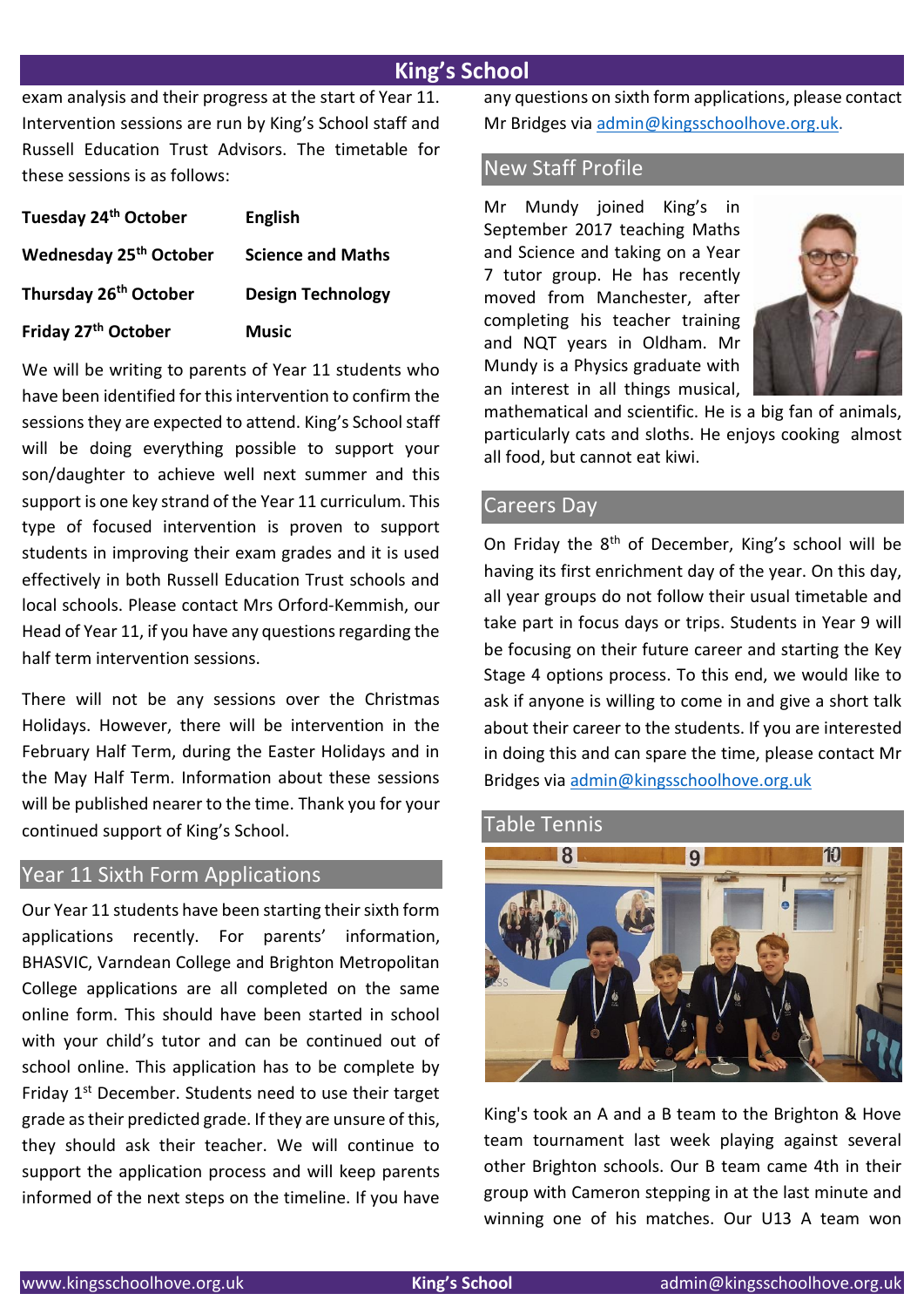exam analysis and their progress at the start of Year 11. Intervention sessions are run by King's School staff and Russell Education Trust Advisors. The timetable for these sessions is as follows:

| | |
|---|---|
| **Tuesday 24th October** | **English** |
| **Wednesday 25th October** | **Science and Maths** |
| **Thursday 26th October** | **Design Technology** |
| **Friday 27th October** | **Music** |

We will be writing to parents of Year 11 students who have been identified for this intervention to confirm the sessions they are expected to attend. King's School staff will be doing everything possible to support your son/daughter to achieve well next summer and this support is one key strand of the Year 11 curriculum. This type of focused intervention is proven to support students in improving their exam grades and it is used effectively in both Russell Education Trust schools and local schools. Please contact Mrs Orford-Kemmish, our Head of Year 11, if you have any questions regarding the half term intervention sessions.

There will not be any sessions over the Christmas Holidays. However, there will be intervention in the February Half Term, during the Easter Holidays and in the May Half Term. Information about these sessions will be published nearer to the time. Thank you for your continued support of King's School.

## Year 11 Sixth Form Applications

Our Year 11 students have been starting their sixth form applications recently. For parents' information, BHASVIC, Varndean College and Brighton Metropolitan College applications are all completed on the same online form. This should have been started in school with your child's tutor and can be continued out of school online. This application has to be complete by Friday 1st December. Students need to use their target grade as their predicted grade. If they are unsure of this, they should ask their teacher. We will continue to support the application process and will keep parents informed of the next steps on the timeline. If you have any questions on sixth form applications, please contact Mr Bridges via admin@kingsschoolhove.org.uk.

## New Staff Profile

Mr Mundy joined King's in September 2017 teaching Maths and Science and taking on a Year 7 tutor group. He has recently moved from Manchester, after completing his teacher training and NQT years in Oldham. Mr Mundy is a Physics graduate with an interest in all things musical, mathematical and scientific. He is a big fan of animals, particularly cats and sloths. He enjoys cooking almost all food, but cannot eat kiwi.

## Careers Day

On Friday the 8th of December, King's school will be having its first enrichment day of the year. On this day, all year groups do not follow their usual timetable and take part in focus days or trips. Students in Year 9 will be focusing on their future career and starting the Key Stage 4 options process. To this end, we would like to ask if anyone is willing to come in and give a short talk about their career to the students. If you are interested in doing this and can spare the time, please contact Mr Bridges via admin@kingsschoolhove.org.uk

## Table Tennis

King's took an A and a B team to the Brighton & Hove team tournament last week playing against several other Brighton schools. Our B team came 4th in their group with Cameron stepping in at the last minute and winning one of his matches. Our U13 A team won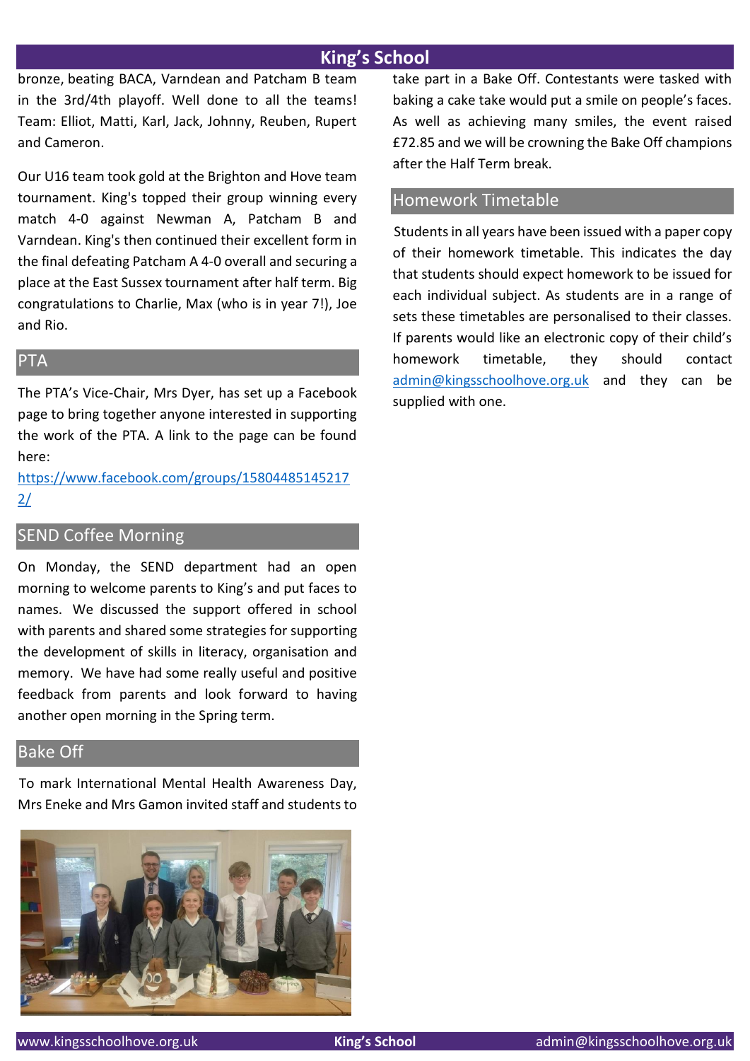bronze, beating BACA, Varndean and Patcham B team in the 3rd/4th playoff. Well done to all the teams! Team: Elliot, Matti, Karl, Jack, Johnny, Reuben, Rupert and Cameron.

Our U16 team took gold at the Brighton and Hove team tournament. King's topped their group winning every match 4-0 against Newman A, Patcham B and Varndean. King's then continued their excellent form in the final defeating Patcham A 4-0 overall and securing a place at the East Sussex tournament after half term. Big congratulations to Charlie, Max (who is in year 7!), Joe and Rio.

## PTA

The PTA's Vice-Chair, Mrs Dyer, has set up a Facebook page to bring together anyone interested in supporting the work of the PTA. A link to the page can be found here:

https://www.facebook.com/groups/158044851452172/

## SEND Coffee Morning

On Monday, the SEND department had an open morning to welcome parents to King's and put faces to names. We discussed the support offered in school with parents and shared some strategies for supporting the development of skills in literacy, organisation and memory. We have had some really useful and positive feedback from parents and look forward to having another open morning in the Spring term.

## Bake Off

To mark International Mental Health Awareness Day, Mrs Eneke and Mrs Gamon invited staff and students to take part in a Bake Off. Contestants were tasked with baking a cake take would put a smile on people's faces. As well as achieving many smiles, the event raised £72.85 and we will be crowning the Bake Off champions after the Half Term break.

## Homework Timetable

Students in all years have been issued with a paper copy of their homework timetable. This indicates the day that students should expect homework to be issued for each individual subject. As students are in a range of sets these timetables are personalised to their classes. If parents would like an electronic copy of their child's homework timetable, they should contact admin@kingsschoolhove.org.uk and they can be supplied with one.